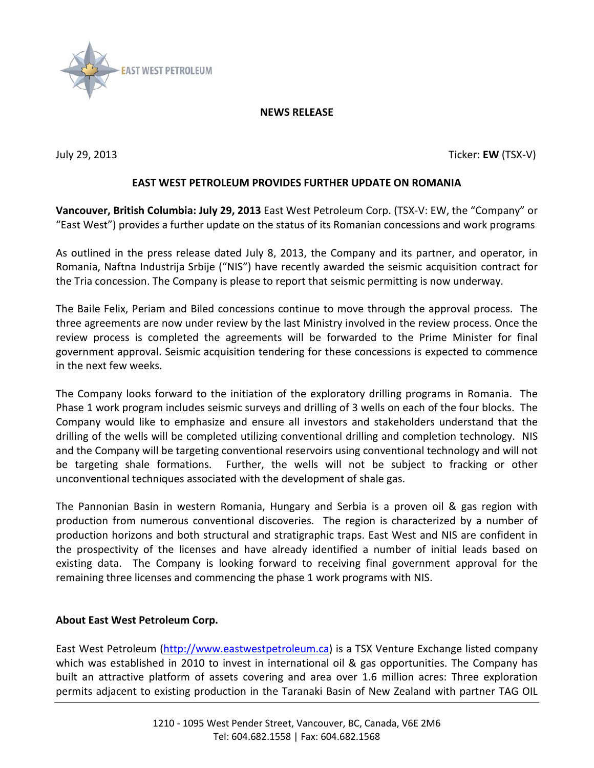EAST WEST PETROLEUM

**NEWS RELEASE**

July 29, 2013 Ticker: **EW** (TSX-V)

## EAST WEST PETROLEUM PROVIDES FURTHER UPDATE ON ROMANIA

**Vancouver, British Columbia: July 29, 2013** East West Petroleum Corp. (TSX-V: EW, the "Company" or "East West") provides a further update on the status of its Romanian concessions and work programs

As outlined in the press release dated July 8, 2013, the Company and its partner, and operator, in Romania, Naftna Industrija Srbije ("NIS") have recently awarded the seismic acquisition contract for the Tria concession. The Company is please to report that seismic permitting is now underway.

The Baile Felix, Periam and Biled concessions continue to move through the approval process. The three agreements are now under review by the last Ministry involved in the review process. Once the review process is completed the agreements will be forwarded to the Prime Minister for final government approval. Seismic acquisition tendering for these concessions is expected to commence in the next few weeks.

The Company looks forward to the initiation of the exploratory drilling programs in Romania. The Phase 1 work program includes seismic surveys and drilling of 3 wells on each of the four blocks. The Company would like to emphasize and ensure all investors and stakeholders understand that the drilling of the wells will be completed utilizing conventional drilling and completion technology. NIS and the Company will be targeting conventional reservoirs using conventional technology and will not be targeting shale formations. Further, the wells will not be subject to fracking or other unconventional techniques associated with the development of shale gas.

The Pannonian Basin in western Romania, Hungary and Serbia is a proven oil & gas region with production from numerous conventional discoveries. The region is characterized by a number of production horizons and both structural and stratigraphic traps. East West and NIS are confident in the prospectivity of the licenses and have already identified a number of initial leads based on existing data. The Company is looking forward to receiving final government approval for the remaining three licenses and commencing the phase 1 work programs with NIS.

### About East West Petroleum Corp.

East West Petroleum (http://www.eastwestpetroleum.ca) is a TSX Venture Exchange listed company which was established in 2010 to invest in international oil & gas opportunities. The Company has built an attractive platform of assets covering and area over 1.6 million acres: Three exploration permits adjacent to existing production in the Taranaki Basin of New Zealand with partner TAG OIL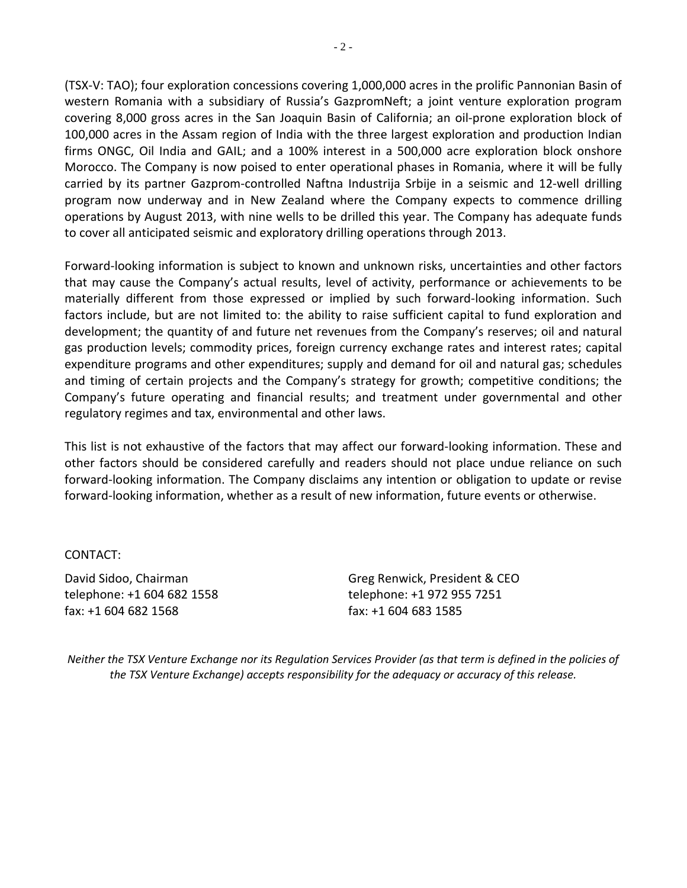(TSX-V: TAO); four exploration concessions covering 1,000,000 acres in the prolific Pannonian Basin of western Romania with a subsidiary of Russia's GazpromNeft; a joint venture exploration program covering 8,000 gross acres in the San Joaquin Basin of California; an oil-prone exploration block of 100,000 acres in the Assam region of India with the three largest exploration and production Indian firms ONGC, Oil India and GAIL; and a 100% interest in a 500,000 acre exploration block onshore Morocco. The Company is now poised to enter operational phases in Romania, where it will be fully carried by its partner Gazprom-controlled Naftna Industrija Srbije in a seismic and 12-well drilling program now underway and in New Zealand where the Company expects to commence drilling operations by August 2013, with nine wells to be drilled this year. The Company has adequate funds to cover all anticipated seismic and exploratory drilling operations through 2013.

Forward-looking information is subject to known and unknown risks, uncertainties and other factors that may cause the Company's actual results, level of activity, performance or achievements to be materially different from those expressed or implied by such forward-looking information. Such factors include, but are not limited to: the ability to raise sufficient capital to fund exploration and development; the quantity of and future net revenues from the Company's reserves; oil and natural gas production levels; commodity prices, foreign currency exchange rates and interest rates; capital expenditure programs and other expenditures; supply and demand for oil and natural gas; schedules and timing of certain projects and the Company's strategy for growth; competitive conditions; the Company's future operating and financial results; and treatment under governmental and other regulatory regimes and tax, environmental and other laws.

This list is not exhaustive of the factors that may affect our forward-looking information. These and other factors should be considered carefully and readers should not place undue reliance on such forward-looking information. The Company disclaims any intention or obligation to update or revise forward-looking information, whether as a result of new information, future events or otherwise.

CONTACT:

David Sidoo, Chairman
telephone: +1 604 682 1558
fax: +1 604 682 1568

Greg Renwick, President & CEO
telephone: +1 972 955 7251
fax: +1 604 683 1585

*Neither the TSX Venture Exchange nor its Regulation Services Provider (as that term is defined in the policies of the TSX Venture Exchange) accepts responsibility for the adequacy or accuracy of this release.*